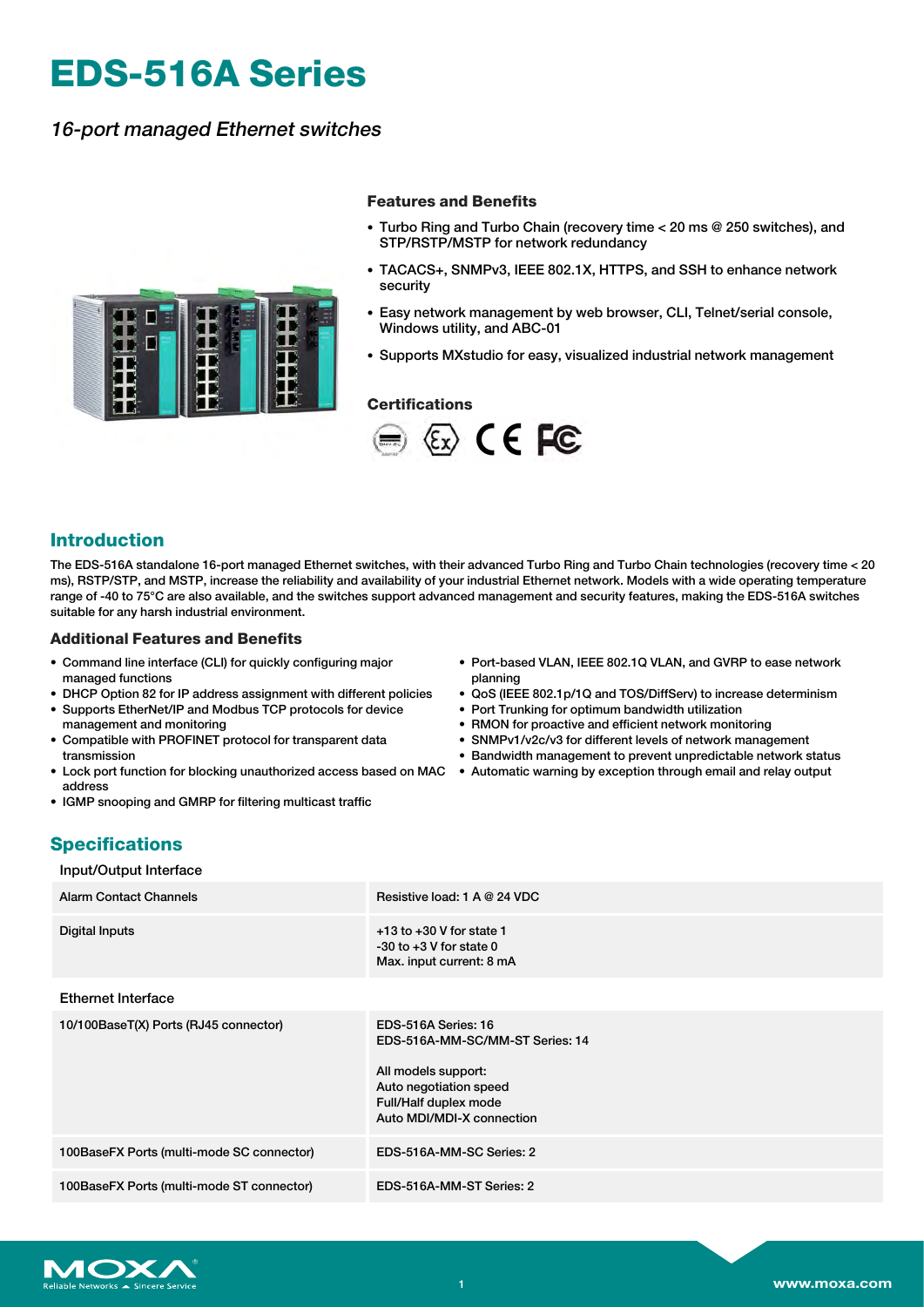# EDS-516A Series

*16-port managed Ethernet switches*

### Features and Benefits

- Turbo Ring and Turbo Chain (recovery time < 20 ms @ 250 switches), and STP/RSTP/MSTP for network redundancy
- TACACS+, SNMPv3, IEEE 802.1X, HTTPS, and SSH to enhance network security
- Easy network management by web browser, CLI, Telnet/serial console, Windows utility, and ABC-01
- Supports MXstudio for easy, visualized industrial network management

### Certifications

## Introduction

The EDS-516A standalone 16-port managed Ethernet switches, with their advanced Turbo Ring and Turbo Chain technologies (recovery time < 20 ms), RSTP/STP, and MSTP, increase the reliability and availability of your industrial Ethernet network. Models with a wide operating temperature range of -40 to 75°C are also available, and the switches support advanced management and security features, making the EDS-516A switches suitable for any harsh industrial environment.

### Additional Features and Benefits

- Command line interface (CLI) for quickly configuring major managed functions
- DHCP Option 82 for IP address assignment with different policies
- Supports EtherNet/IP and Modbus TCP protocols for device management and monitoring
- Compatible with PROFINET protocol for transparent data transmission
- Lock port function for blocking unauthorized access based on MAC address
- IGMP snooping and GMRP for filtering multicast traffic
- Port-based VLAN, IEEE 802.1Q VLAN, and GVRP to ease network planning
- QoS (IEEE 802.1p/1Q and TOS/DiffServ) to increase determinism
- Port Trunking for optimum bandwidth utilization
- RMON for proactive and efficient network monitoring
- SNMPv1/v2c/v3 for different levels of network management
- Bandwidth management to prevent unpredictable network status
- Automatic warning by exception through email and relay output

## Specifications

Input/Output Interface

| | |
|---|---|
| Alarm Contact Channels | Resistive load: 1 A @ 24 VDC |
| Digital Inputs | +13 to +30 V for state 1<br>-30 to +3 V for state 0<br>Max. input current: 8 mA |

Ethernet Interface

| | |
|---|---|
| 10/100BaseT(X) Ports (RJ45 connector) | EDS-516A Series: 16<br>EDS-516A-MM-SC/MM-ST Series: 14<br><br>All models support:<br>Auto negotiation speed<br>Full/Half duplex mode<br>Auto MDI/MDI-X connection |
| 100BaseFX Ports (multi-mode SC connector) | EDS-516A-MM-SC Series: 2 |
| 100BaseFX Ports (multi-mode ST connector) | EDS-516A-MM-ST Series: 2 |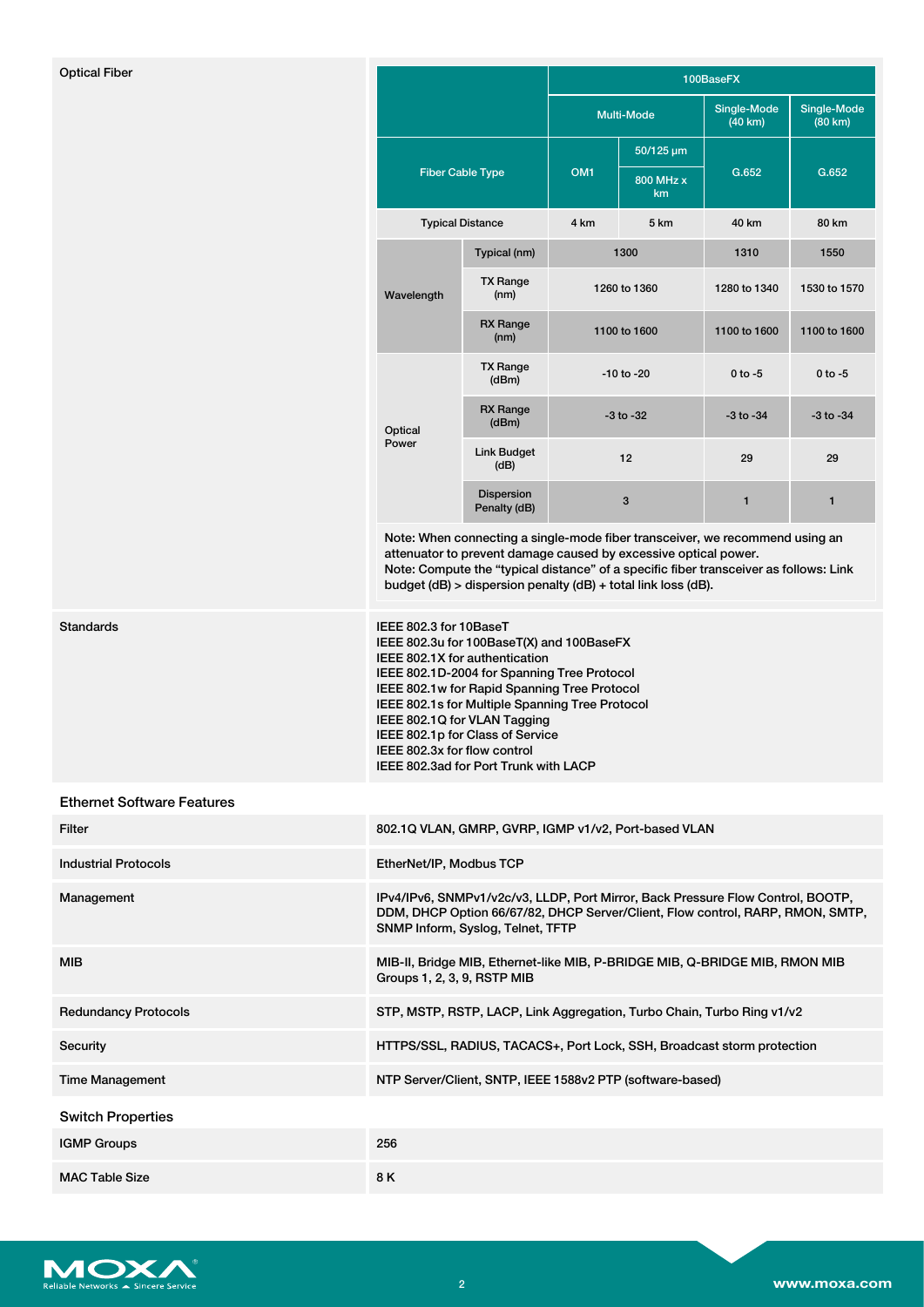## Optical Fiber

| | | 100BaseFX | | | |
|---|---|---|---|---|---|
| | | Multi-Mode | | Single-Mode (40 km) | Single-Mode (80 km) |
| Fiber Cable Type | | OM1 | 50/125 µm 800 MHz x km | G.652 | G.652 |
| Typical Distance | | 4 km | 5 km | 40 km | 80 km |
| Wavelength | Typical (nm) | 1300 | | 1310 | 1550 |
| | TX Range (nm) | 1260 to 1360 | | 1280 to 1340 | 1530 to 1570 |
| | RX Range (nm) | 1100 to 1600 | | 1100 to 1600 | 1100 to 1600 |
| Optical Power | TX Range (dBm) | -10 to -20 | | 0 to -5 | 0 to -5 |
| | RX Range (dBm) | -3 to -32 | | -3 to -34 | -3 to -34 |
| | Link Budget (dB) | 12 | | 29 | 29 |
| | Dispersion Penalty (dB) | 3 | | 1 | 1 |

Note: When connecting a single-mode fiber transceiver, we recommend using an attenuator to prevent damage caused by excessive optical power.
Note: Compute the "typical distance" of a specific fiber transceiver as follows: Link budget (dB) > dispersion penalty (dB) + total link loss (dB).

| | |
|---|---|
| Standards | IEEE 802.3 for 10BaseT<br>IEEE 802.3u for 100BaseT(X) and 100BaseFX<br>IEEE 802.1X for authentication<br>IEEE 802.1D-2004 for Spanning Tree Protocol<br>IEEE 802.1w for Rapid Spanning Tree Protocol<br>IEEE 802.1s for Multiple Spanning Tree Protocol<br>IEEE 802.1Q for VLAN Tagging<br>IEEE 802.1p for Class of Service<br>IEEE 802.3x for flow control<br>IEEE 802.3ad for Port Trunk with LACP |

## Ethernet Software Features

| | |
|---|---|
| Filter | 802.1Q VLAN, GMRP, GVRP, IGMP v1/v2, Port-based VLAN |
| Industrial Protocols | EtherNet/IP, Modbus TCP |
| Management | IPv4/IPv6, SNMPv1/v2c/v3, LLDP, Port Mirror, Back Pressure Flow Control, BOOTP, DDM, DHCP Option 66/67/82, DHCP Server/Client, Flow control, RARP, RMON, SMTP, SNMP Inform, Syslog, Telnet, TFTP |
| MIB | MIB-II, Bridge MIB, Ethernet-like MIB, P-BRIDGE MIB, Q-BRIDGE MIB, RMON MIB Groups 1, 2, 3, 9, RSTP MIB |
| Redundancy Protocols | STP, MSTP, RSTP, LACP, Link Aggregation, Turbo Chain, Turbo Ring v1/v2 |
| Security | HTTPS/SSL, RADIUS, TACACS+, Port Lock, SSH, Broadcast storm protection |
| Time Management | NTP Server/Client, SNTP, IEEE 1588v2 PTP (software-based) |

## Switch Properties

| | |
|---|---|
| IGMP Groups | 256 |
| MAC Table Size | 8 K |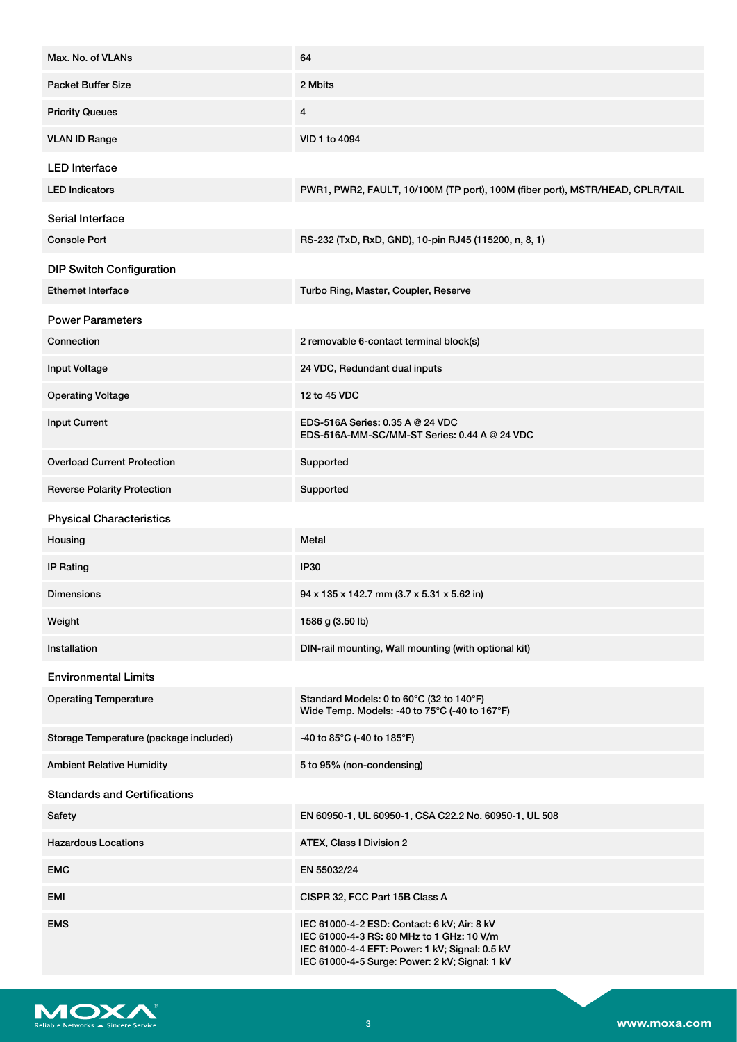| | |
|---|---|
| Max. No. of VLANs | 64 |
| Packet Buffer Size | 2 Mbits |
| Priority Queues | 4 |
| VLAN ID Range | VID 1 to 4094 |

## LED Interface

| | |
|---|---|
| LED Indicators | PWR1, PWR2, FAULT, 10/100M (TP port), 100M (fiber port), MSTR/HEAD, CPLR/TAIL |

## Serial Interface

| | |
|---|---|
| Console Port | RS-232 (TxD, RxD, GND), 10-pin RJ45 (115200, n, 8, 1) |

## DIP Switch Configuration

| | |
|---|---|
| Ethernet Interface | Turbo Ring, Master, Coupler, Reserve |

## Power Parameters

| | |
|---|---|
| Connection | 2 removable 6-contact terminal block(s) |
| Input Voltage | 24 VDC, Redundant dual inputs |
| Operating Voltage | 12 to 45 VDC |
| Input Current | EDS-516A Series: 0.35 A @ 24 VDC<br>EDS-516A-MM-SC/MM-ST Series: 0.44 A @ 24 VDC |
| Overload Current Protection | Supported |
| Reverse Polarity Protection | Supported |

## Physical Characteristics

| | |
|---|---|
| Housing | Metal |
| IP Rating | IP30 |
| Dimensions | 94 x 135 x 142.7 mm (3.7 x 5.31 x 5.62 in) |
| Weight | 1586 g (3.50 lb) |
| Installation | DIN-rail mounting, Wall mounting (with optional kit) |

## Environmental Limits

| | |
|---|---|
| Operating Temperature | Standard Models: 0 to 60°C (32 to 140°F)<br>Wide Temp. Models: -40 to 75°C (-40 to 167°F) |
| Storage Temperature (package included) | -40 to 85°C (-40 to 185°F) |
| Ambient Relative Humidity | 5 to 95% (non-condensing) |

## Standards and Certifications

| | |
|---|---|
| Safety | EN 60950-1, UL 60950-1, CSA C22.2 No. 60950-1, UL 508 |
| Hazardous Locations | ATEX, Class I Division 2 |
| EMC | EN 55032/24 |
| EMI | CISPR 32, FCC Part 15B Class A |
| EMS | IEC 61000-4-2 ESD: Contact: 6 kV; Air: 8 kV<br>IEC 61000-4-3 RS: 80 MHz to 1 GHz: 10 V/m<br>IEC 61000-4-4 EFT: Power: 1 kV; Signal: 0.5 kV<br>IEC 61000-4-5 Surge: Power: 2 kV; Signal: 1 kV |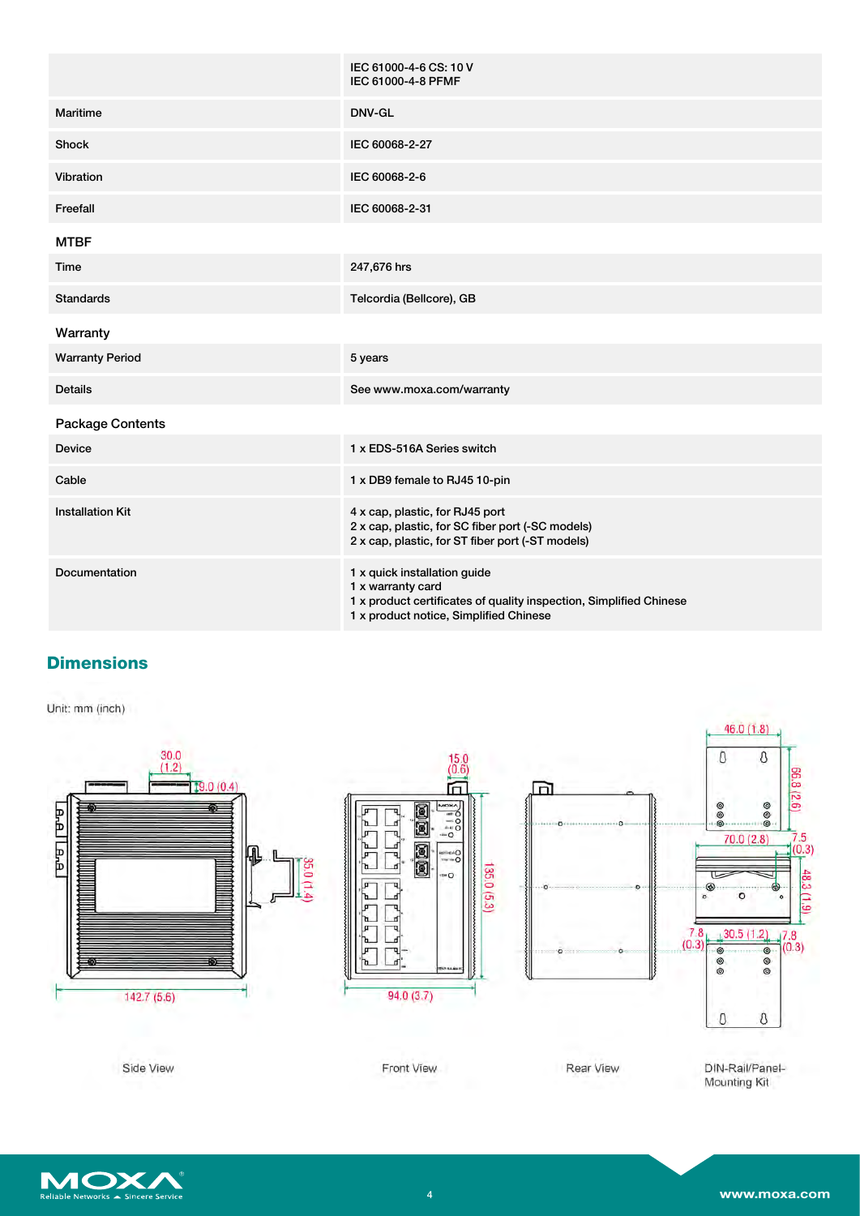| | |
|---|---|
| | IEC 61000-4-6 CS: 10 V<br>IEC 61000-4-8 PFMF |
| Maritime | DNV-GL |
| Shock | IEC 60068-2-27 |
| Vibration | IEC 60068-2-6 |
| Freefall | IEC 60068-2-31 |

### MTBF

| | |
|---|---|
| Time | 247,676 hrs |
| Standards | Telcordia (Bellcore), GB |

### Warranty

| | |
|---|---|
| Warranty Period | 5 years |
| Details | See www.moxa.com/warranty |

### Package Contents

| | |
|---|---|
| Device | 1 x EDS-516A Series switch |
| Cable | 1 x DB9 female to RJ45 10-pin |
| Installation Kit | 4 x cap, plastic, for RJ45 port<br>2 x cap, plastic, for SC fiber port (-SC models)<br>2 x cap, plastic, for ST fiber port (-ST models) |
| Documentation | 1 x quick installation guide<br>1 x warranty card<br>1 x product certificates of quality inspection, Simplified Chinese<br>1 x product notice, Simplified Chinese |

## Dimensions

Unit: mm (inch)

Side View: 142.7 (5.6); 30.0 (1.2); 9.0 (0.4); 35.0 (1.4)

Front View: 94.0 (3.7); 135.0 (5.3); 15.0 (0.6)

Rear View

DIN-Rail/Panel-Mounting Kit: 46.0 (1.8); 66.8 (2.6); 70.0 (2.8); 7.5 (0.3); 48.3 (1.9); 7.8 (0.3); 30.5 (1.2); 7.8 (0.3)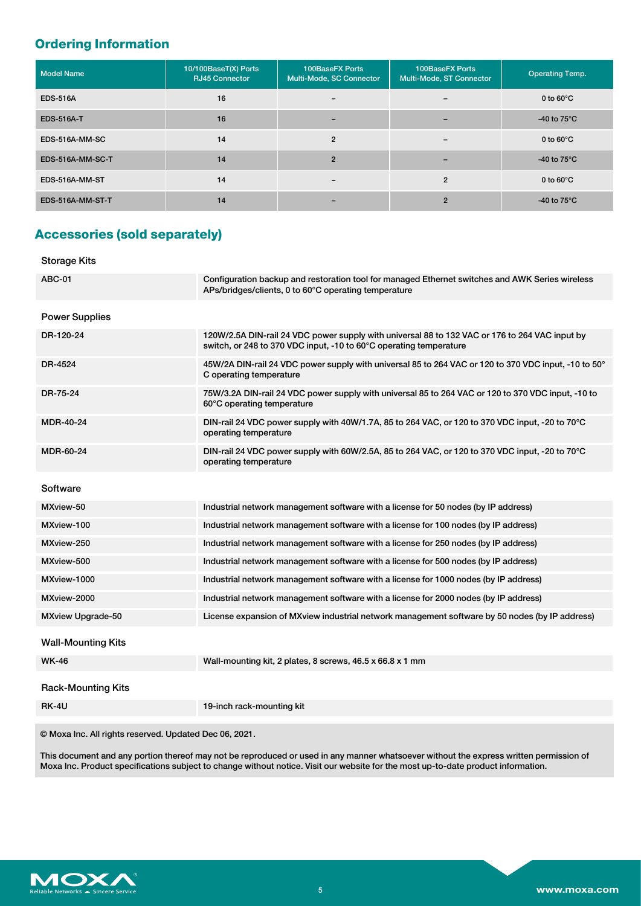## Ordering Information

| Model Name | 10/100BaseT(X) Ports RJ45 Connector | 100BaseFX Ports Multi-Mode, SC Connector | 100BaseFX Ports Multi-Mode, ST Connector | Operating Temp. |
|---|---|---|---|---|
| EDS-516A | 16 | – | – | 0 to 60°C |
| EDS-516A-T | 16 | – | – | -40 to 75°C |
| EDS-516A-MM-SC | 14 | 2 | – | 0 to 60°C |
| EDS-516A-MM-SC-T | 14 | 2 | – | -40 to 75°C |
| EDS-516A-MM-ST | 14 | – | 2 | 0 to 60°C |
| EDS-516A-MM-ST-T | 14 | – | 2 | -40 to 75°C |

## Accessories (sold separately)

**Storage Kits**

| | |
|---|---|
| ABC-01 | Configuration backup and restoration tool for managed Ethernet switches and AWK Series wireless APs/bridges/clients, 0 to 60°C operating temperature |

**Power Supplies**

| | |
|---|---|
| DR-120-24 | 120W/2.5A DIN-rail 24 VDC power supply with universal 88 to 132 VAC or 176 to 264 VAC input by switch, or 248 to 370 VDC input, -10 to 60°C operating temperature |
| DR-4524 | 45W/2A DIN-rail 24 VDC power supply with universal 85 to 264 VAC or 120 to 370 VDC input, -10 to 50° C operating temperature |
| DR-75-24 | 75W/3.2A DIN-rail 24 VDC power supply with universal 85 to 264 VAC or 120 to 370 VDC input, -10 to 60°C operating temperature |
| MDR-40-24 | DIN-rail 24 VDC power supply with 40W/1.7A, 85 to 264 VAC, or 120 to 370 VDC input, -20 to 70°C operating temperature |
| MDR-60-24 | DIN-rail 24 VDC power supply with 60W/2.5A, 85 to 264 VAC, or 120 to 370 VDC input, -20 to 70°C operating temperature |

**Software**

| | |
|---|---|
| MXview-50 | Industrial network management software with a license for 50 nodes (by IP address) |
| MXview-100 | Industrial network management software with a license for 100 nodes (by IP address) |
| MXview-250 | Industrial network management software with a license for 250 nodes (by IP address) |
| MXview-500 | Industrial network management software with a license for 500 nodes (by IP address) |
| MXview-1000 | Industrial network management software with a license for 1000 nodes (by IP address) |
| MXview-2000 | Industrial network management software with a license for 2000 nodes (by IP address) |
| MXview Upgrade-50 | License expansion of MXview industrial network management software by 50 nodes (by IP address) |

**Wall-Mounting Kits**

| | |
|---|---|
| WK-46 | Wall-mounting kit, 2 plates, 8 screws, 46.5 x 66.8 x 1 mm |

**Rack-Mounting Kits**

| | |
|---|---|
| RK-4U | 19-inch rack-mounting kit |

© Moxa Inc. All rights reserved. Updated Dec 06, 2021.

This document and any portion thereof may not be reproduced or used in any manner whatsoever without the express written permission of Moxa Inc. Product specifications subject to change without notice. Visit our website for the most up-to-date product information.